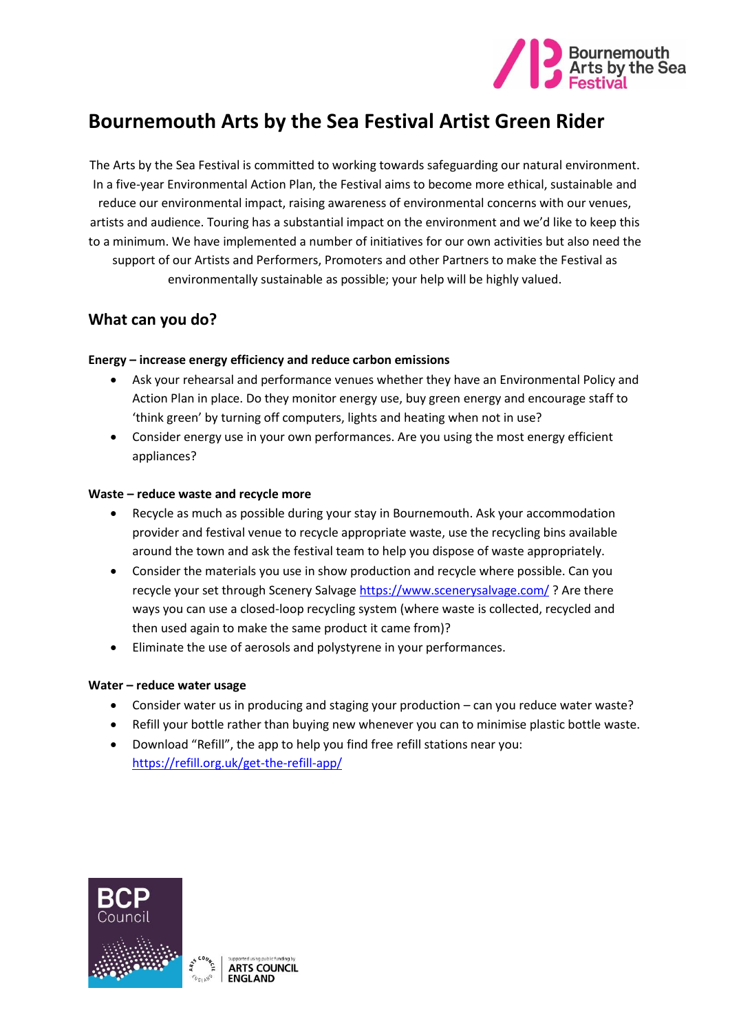# Bournemouth Arts by the Sea Festival Artist Green Rider

The Arts by the Sea Festival is committed to working towards safeguarding our natural environment. In a five-year Environmental Action Plan, the Festival aims to become more ethical, sustainable and reduce our environmental impact, raising awareness of environmental concerns with our venues, artists and audience. Touring has a substantial impact on the environment and we'd like to keep this to a minimum. We have implemented a number of initiatives for our own activities but also need the support of our Artists and Performers, Promoters and other Partners to make the Festival as environmentally sustainable as possible; your help will be highly valued.

## What can you do?

**Energy – increase energy efficiency and reduce carbon emissions**

- Ask your rehearsal and performance venues whether they have an Environmental Policy and Action Plan in place. Do they monitor energy use, buy green energy and encourage staff to 'think green' by turning off computers, lights and heating when not in use?
- Consider energy use in your own performances. Are you using the most energy efficient appliances?

**Waste – reduce waste and recycle more**

- Recycle as much as possible during your stay in Bournemouth. Ask your accommodation provider and festival venue to recycle appropriate waste, use the recycling bins available around the town and ask the festival team to help you dispose of waste appropriately.
- Consider the materials you use in show production and recycle where possible. Can you recycle your set through Scenery Salvage https://www.scenerysalvage.com/ ? Are there ways you can use a closed-loop recycling system (where waste is collected, recycled and then used again to make the same product it came from)?
- Eliminate the use of aerosols and polystyrene in your performances.

**Water – reduce water usage**

- Consider water us in producing and staging your production – can you reduce water waste?
- Refill your bottle rather than buying new whenever you can to minimise plastic bottle waste.
- Download "Refill", the app to help you find free refill stations near you: https://refill.org.uk/get-the-refill-app/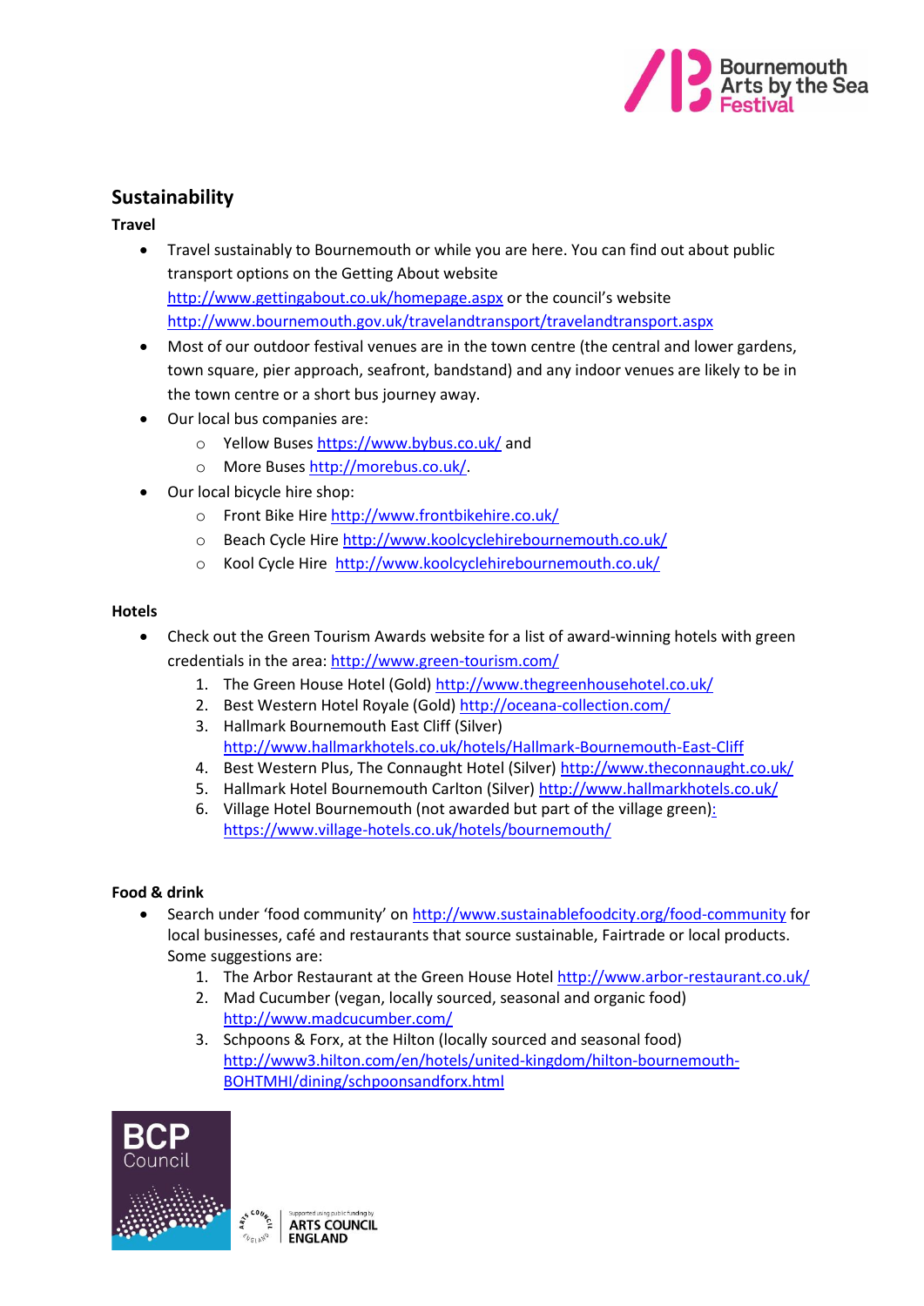## Sustainability

**Travel**

- Travel sustainably to Bournemouth or while you are here. You can find out about public transport options on the Getting About website http://www.gettingabout.co.uk/homepage.aspx or the council's website http://www.bournemouth.gov.uk/travelandtransport/travelandtransport.aspx
- Most of our outdoor festival venues are in the town centre (the central and lower gardens, town square, pier approach, seafront, bandstand) and any indoor venues are likely to be in the town centre or a short bus journey away.
- Our local bus companies are:
  - Yellow Buses https://www.bybus.co.uk/ and
  - More Buses http://morebus.co.uk/.
- Our local bicycle hire shop:
  - Front Bike Hire http://www.frontbikehire.co.uk/
  - Beach Cycle Hire http://www.koolcyclehirebournemouth.co.uk/
  - Kool Cycle Hire http://www.koolcyclehirebournemouth.co.uk/

**Hotels**

- Check out the Green Tourism Awards website for a list of award-winning hotels with green credentials in the area: http://www.green-tourism.com/
  1. The Green House Hotel (Gold) http://www.thegreenhousehotel.co.uk/
  2. Best Western Hotel Royale (Gold) http://oceana-collection.com/
  3. Hallmark Bournemouth East Cliff (Silver) http://www.hallmarkhotels.co.uk/hotels/Hallmark-Bournemouth-East-Cliff
  4. Best Western Plus, The Connaught Hotel (Silver) http://www.theconnaught.co.uk/
  5. Hallmark Hotel Bournemouth Carlton (Silver) http://www.hallmarkhotels.co.uk/
  6. Village Hotel Bournemouth (not awarded but part of the village green): https://www.village-hotels.co.uk/hotels/bournemouth/

**Food & drink**

- Search under 'food community' on http://www.sustainablefoodcity.org/food-community for local businesses, café and restaurants that source sustainable, Fairtrade or local products. Some suggestions are:
  1. The Arbor Restaurant at the Green House Hotel http://www.arbor-restaurant.co.uk/
  2. Mad Cucumber (vegan, locally sourced, seasonal and organic food) http://www.madcucumber.com/
  3. Schpoons & Forx, at the Hilton (locally sourced and seasonal food) http://www3.hilton.com/en/hotels/united-kingdom/hilton-bournemouth-BOHTMHI/dining/schpoonsandforx.html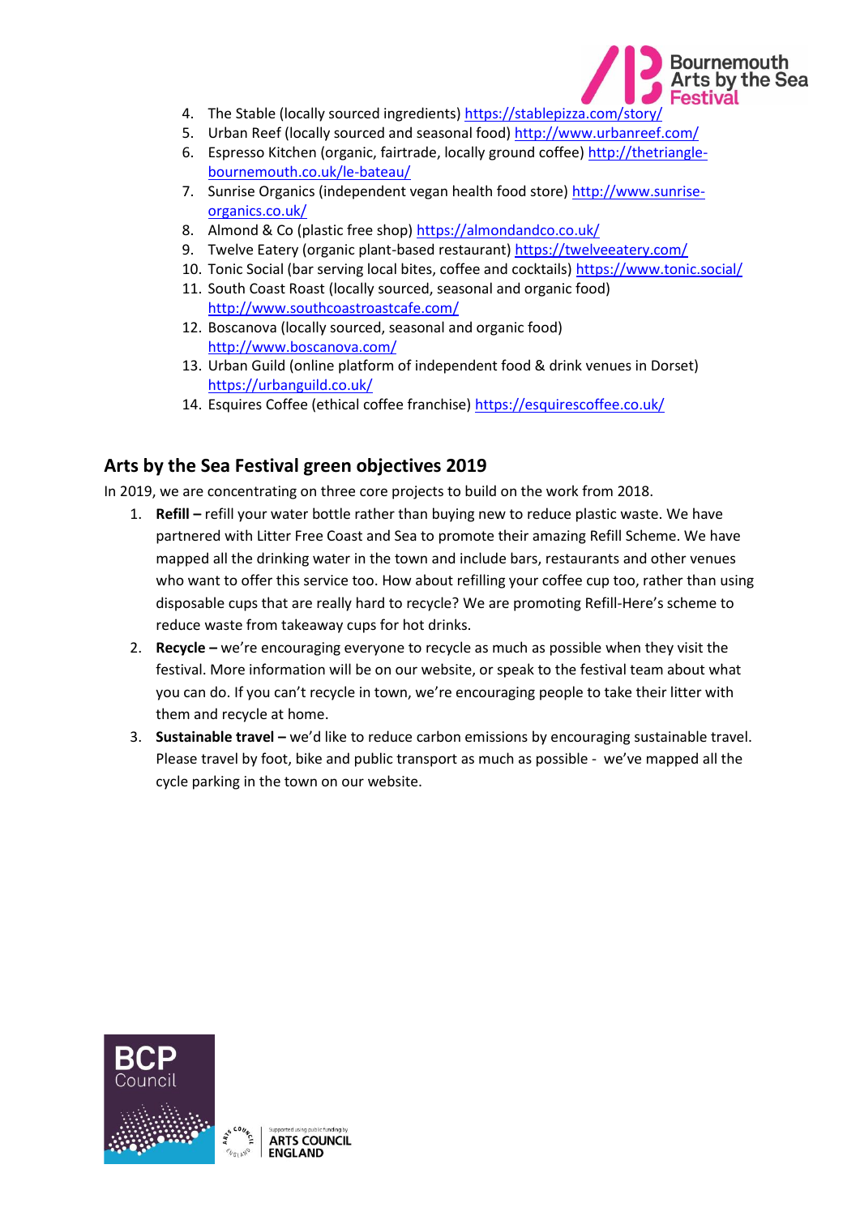4. The Stable (locally sourced ingredients) https://stablepizza.com/story/
5. Urban Reef (locally sourced and seasonal food) http://www.urbanreef.com/
6. Espresso Kitchen (organic, fairtrade, locally ground coffee) http://thetriangle-bournemouth.co.uk/le-bateau/
7. Sunrise Organics (independent vegan health food store) http://www.sunrise-organics.co.uk/
8. Almond & Co (plastic free shop) https://almondandco.co.uk/
9. Twelve Eatery (organic plant-based restaurant) https://twelveeatery.com/
10. Tonic Social (bar serving local bites, coffee and cocktails) https://www.tonic.social/
11. South Coast Roast (locally sourced, seasonal and organic food) http://www.southcoastroastcafe.com/
12. Boscanova (locally sourced, seasonal and organic food) http://www.boscanova.com/
13. Urban Guild (online platform of independent food & drink venues in Dorset) https://urbanguild.co.uk/
14. Esquires Coffee (ethical coffee franchise) https://esquirescoffee.co.uk/

## Arts by the Sea Festival green objectives 2019

In 2019, we are concentrating on three core projects to build on the work from 2018.

1. **Refill –** refill your water bottle rather than buying new to reduce plastic waste. We have partnered with Litter Free Coast and Sea to promote their amazing Refill Scheme. We have mapped all the drinking water in the town and include bars, restaurants and other venues who want to offer this service too. How about refilling your coffee cup too, rather than using disposable cups that are really hard to recycle? We are promoting Refill-Here's scheme to reduce waste from takeaway cups for hot drinks.
2. **Recycle –** we're encouraging everyone to recycle as much as possible when they visit the festival. More information will be on our website, or speak to the festival team about what you can do. If you can't recycle in town, we're encouraging people to take their litter with them and recycle at home.
3. **Sustainable travel –** we'd like to reduce carbon emissions by encouraging sustainable travel. Please travel by foot, bike and public transport as much as possible - we've mapped all the cycle parking in the town on our website.